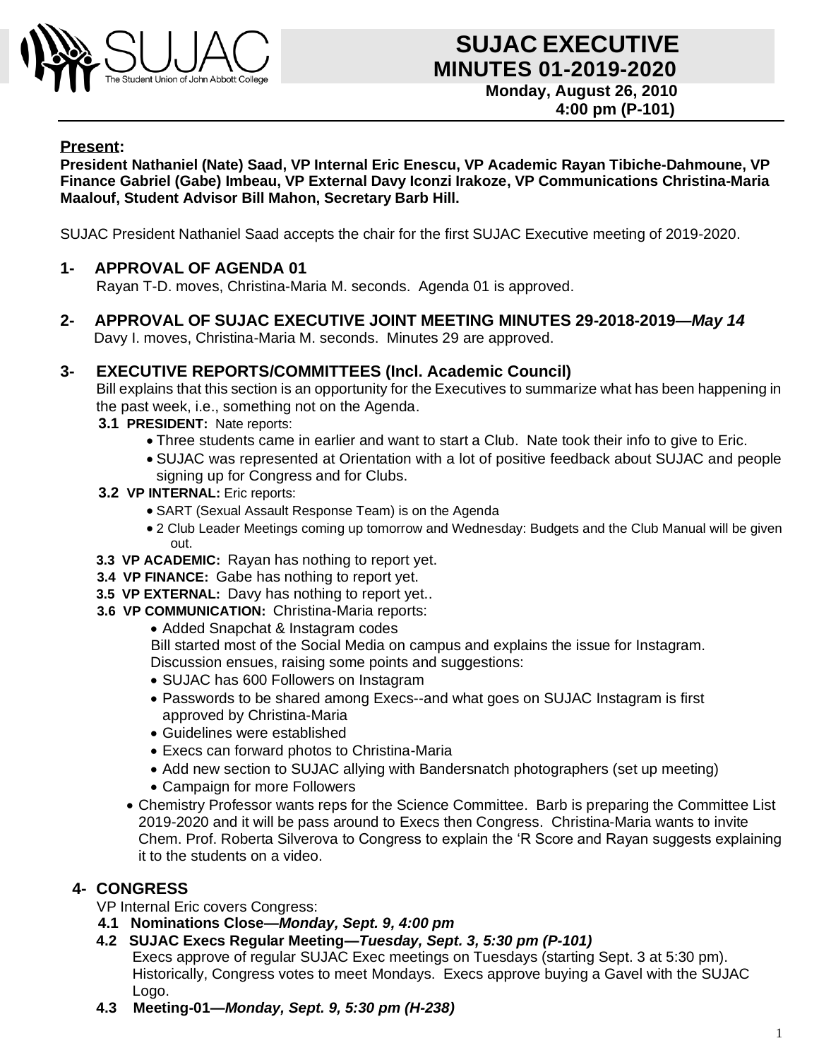# SUJAC EXECUTIVE MINUTES 01-2019-2020

**Monday, August 26, 2010**
**4:00 pm (P-101)**

**Present:**

**President Nathaniel (Nate) Saad, VP Internal Eric Enescu, VP Academic Rayan Tibiche-Dahmoune, VP Finance Gabriel (Gabe) Imbeau, VP External Davy Iconzi Irakoze, VP Communications Christina-Maria Maalouf, Student Advisor Bill Mahon, Secretary Barb Hill.**

SUJAC President Nathaniel Saad accepts the chair for the first SUJAC Executive meeting of 2019-2020.

## 1- APPROVAL OF AGENDA 01

Rayan T-D. moves, Christina-Maria M. seconds. Agenda 01 is approved.

## 2- APPROVAL OF SUJAC EXECUTIVE JOINT MEETING MINUTES 29-2018-2019—*May 14*

Davy I. moves, Christina-Maria M. seconds. Minutes 29 are approved.

## 3- EXECUTIVE REPORTS/COMMITTEES (Incl. Academic Council)

Bill explains that this section is an opportunity for the Executives to summarize what has been happening in the past week, i.e., something not on the Agenda.

**3.1 PRESIDENT:** Nate reports:

- Three students came in earlier and want to start a Club. Nate took their info to give to Eric.
- SUJAC was represented at Orientation with a lot of positive feedback about SUJAC and people signing up for Congress and for Clubs.

**3.2 VP INTERNAL:** Eric reports:

- SART (Sexual Assault Response Team) is on the Agenda
- 2 Club Leader Meetings coming up tomorrow and Wednesday: Budgets and the Club Manual will be given out.

**3.3 VP ACADEMIC:** Rayan has nothing to report yet.

**3.4 VP FINANCE:** Gabe has nothing to report yet.

**3.5 VP EXTERNAL:** Davy has nothing to report yet..

**3.6 VP COMMUNICATION:** Christina-Maria reports:

- Added Snapchat & Instagram codes

Bill started most of the Social Media on campus and explains the issue for Instagram. Discussion ensues, raising some points and suggestions:

- SUJAC has 600 Followers on Instagram
- Passwords to be shared among Execs--and what goes on SUJAC Instagram is first approved by Christina-Maria
- Guidelines were established
- Execs can forward photos to Christina-Maria
- Add new section to SUJAC allying with Bandersnatch photographers (set up meeting)
- Campaign for more Followers

- Chemistry Professor wants reps for the Science Committee. Barb is preparing the Committee List 2019-2020 and it will be pass around to Execs then Congress. Christina-Maria wants to invite Chem. Prof. Roberta Silverova to Congress to explain the 'R Score and Rayan suggests explaining it to the students on a video.

## 4- CONGRESS

VP Internal Eric covers Congress:

**4.1 Nominations Close—*Monday, Sept. 9, 4:00 pm***

**4.2 SUJAC Execs Regular Meeting—*Tuesday, Sept. 3, 5:30 pm (P-101)***

Execs approve of regular SUJAC Exec meetings on Tuesdays (starting Sept. 3 at 5:30 pm). Historically, Congress votes to meet Mondays. Execs approve buying a Gavel with the SUJAC Logo.

**4.3 Meeting-01—*Monday, Sept. 9, 5:30 pm (H-238)***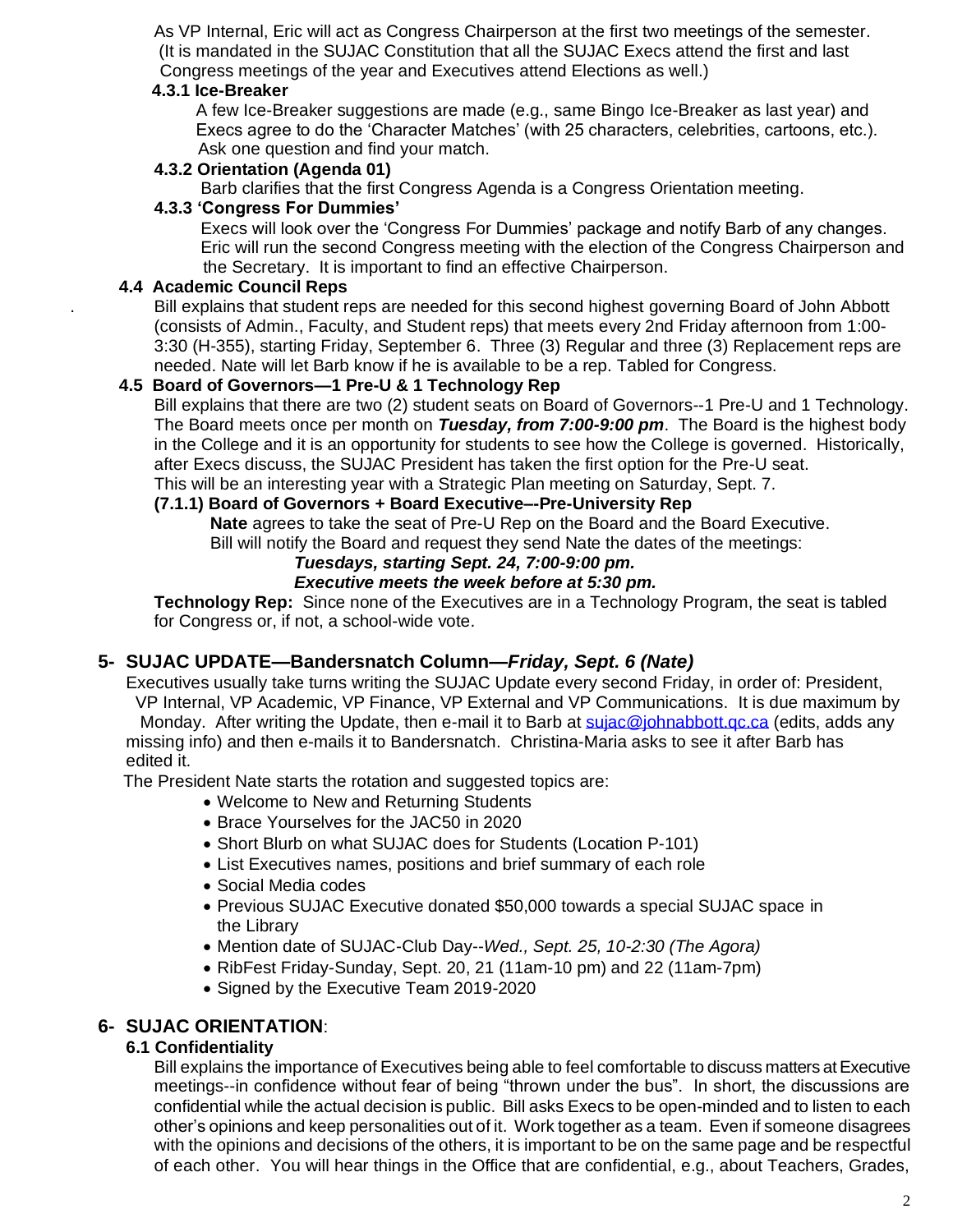As VP Internal, Eric will act as Congress Chairperson at the first two meetings of the semester. (It is mandated in the SUJAC Constitution that all the SUJAC Execs attend the first and last Congress meetings of the year and Executives attend Elections as well.)

#### 4.3.1 Ice-Breaker

A few Ice-Breaker suggestions are made (e.g., same Bingo Ice-Breaker as last year) and Execs agree to do the 'Character Matches' (with 25 characters, celebrities, cartoons, etc.). Ask one question and find your match.

#### 4.3.2 Orientation (Agenda 01)

Barb clarifies that the first Congress Agenda is a Congress Orientation meeting.

#### 4.3.3 'Congress For Dummies'

Execs will look over the 'Congress For Dummies' package and notify Barb of any changes. Eric will run the second Congress meeting with the election of the Congress Chairperson and the Secretary. It is important to find an effective Chairperson.

### 4.4 Academic Council Reps

Bill explains that student reps are needed for this second highest governing Board of John Abbott (consists of Admin., Faculty, and Student reps) that meets every 2nd Friday afternoon from 1:00-3:30 (H-355), starting Friday, September 6. Three (3) Regular and three (3) Replacement reps are needed. Nate will let Barb know if he is available to be a rep. Tabled for Congress.

### 4.5 Board of Governors—1 Pre-U & 1 Technology Rep

Bill explains that there are two (2) student seats on Board of Governors--1 Pre-U and 1 Technology. The Board meets once per month on ***Tuesday, from 7:00-9:00 pm***. The Board is the highest body in the College and it is an opportunity for students to see how the College is governed. Historically, after Execs discuss, the SUJAC President has taken the first option for the Pre-U seat. This will be an interesting year with a Strategic Plan meeting on Saturday, Sept. 7.

**(7.1.1) Board of Governors + Board Executive–-Pre-University Rep**

**Nate** agrees to take the seat of Pre-U Rep on the Board and the Board Executive. Bill will notify the Board and request they send Nate the dates of the meetings:

***Tuesdays, starting Sept. 24, 7:00-9:00 pm.***
***Executive meets the week before at 5:30 pm.***

**Technology Rep:** Since none of the Executives are in a Technology Program, the seat is tabled for Congress or, if not, a school-wide vote.

## 5- SUJAC UPDATE—Bandersnatch Column—*Friday, Sept. 6 (Nate)*

Executives usually take turns writing the SUJAC Update every second Friday, in order of: President, VP Internal, VP Academic, VP Finance, VP External and VP Communications. It is due maximum by Monday. After writing the Update, then e-mail it to Barb at sujac@johnabbott.qc.ca (edits, adds any missing info) and then e-mails it to Bandersnatch. Christina-Maria asks to see it after Barb has edited it.

The President Nate starts the rotation and suggested topics are:

- Welcome to New and Returning Students
- Brace Yourselves for the JAC50 in 2020
- Short Blurb on what SUJAC does for Students (Location P-101)
- List Executives names, positions and brief summary of each role
- Social Media codes
- Previous SUJAC Executive donated $50,000 towards a special SUJAC space in the Library
- Mention date of SUJAC-Club Day--*Wed., Sept. 25, 10-2:30 (The Agora)*
- RibFest Friday-Sunday, Sept. 20, 21 (11am-10 pm) and 22 (11am-7pm)
- Signed by the Executive Team 2019-2020

## 6- SUJAC ORIENTATION:

### 6.1 Confidentiality

Bill explains the importance of Executives being able to feel comfortable to discuss matters at Executive meetings--in confidence without fear of being "thrown under the bus". In short, the discussions are confidential while the actual decision is public. Bill asks Execs to be open-minded and to listen to each other's opinions and keep personalities out of it. Work together as a team. Even if someone disagrees with the opinions and decisions of the others, it is important to be on the same page and be respectful of each other. You will hear things in the Office that are confidential, e.g., about Teachers, Grades,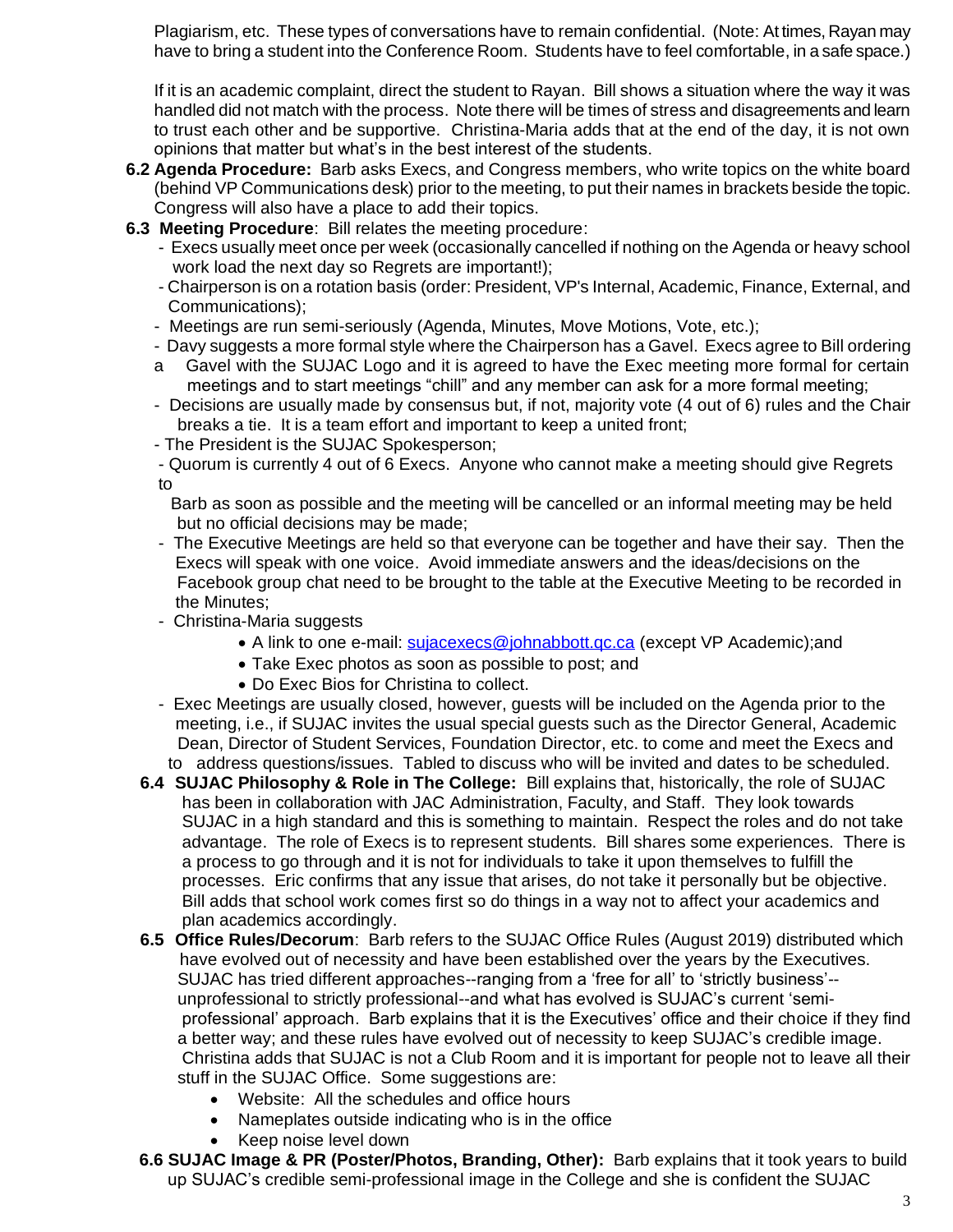Plagiarism, etc. These types of conversations have to remain confidential. (Note: At times, Rayan may have to bring a student into the Conference Room. Students have to feel comfortable, in a safe space.)

If it is an academic complaint, direct the student to Rayan. Bill shows a situation where the way it was handled did not match with the process. Note there will be times of stress and disagreements and learn to trust each other and be supportive. Christina-Maria adds that at the end of the day, it is not own opinions that matter but what's in the best interest of the students.

**6.2 Agenda Procedure:** Barb asks Execs, and Congress members, who write topics on the white board (behind VP Communications desk) prior to the meeting, to put their names in brackets beside the topic. Congress will also have a place to add their topics.

**6.3 Meeting Procedure**: Bill relates the meeting procedure:

- Execs usually meet once per week (occasionally cancelled if nothing on the Agenda or heavy school work load the next day so Regrets are important!);
- Chairperson is on a rotation basis (order: President, VP's Internal, Academic, Finance, External, and Communications);
- Meetings are run semi-seriously (Agenda, Minutes, Move Motions, Vote, etc.);
- Davy suggests a more formal style where the Chairperson has a Gavel. Execs agree to Bill ordering a Gavel with the SUJAC Logo and it is agreed to have the Exec meeting more formal for certain meetings and to start meetings "chill" and any member can ask for a more formal meeting;
- Decisions are usually made by consensus but, if not, majority vote (4 out of 6) rules and the Chair breaks a tie. It is a team effort and important to keep a united front;
- The President is the SUJAC Spokesperson;
- Quorum is currently 4 out of 6 Execs. Anyone who cannot make a meeting should give Regrets to Barb as soon as possible and the meeting will be cancelled or an informal meeting may be held but no official decisions may be made;
- The Executive Meetings are held so that everyone can be together and have their say. Then the Execs will speak with one voice. Avoid immediate answers and the ideas/decisions on the Facebook group chat need to be brought to the table at the Executive Meeting to be recorded in the Minutes;
- Christina-Maria suggests
  - A link to one e-mail: sujacexecs@johnabbott.qc.ca (except VP Academic);and
  - Take Exec photos as soon as possible to post; and
  - Do Exec Bios for Christina to collect.
- Exec Meetings are usually closed, however, guests will be included on the Agenda prior to the meeting, i.e., if SUJAC invites the usual special guests such as the Director General, Academic Dean, Director of Student Services, Foundation Director, etc. to come and meet the Execs and to address questions/issues. Tabled to discuss who will be invited and dates to be scheduled.

**6.4 SUJAC Philosophy & Role in The College:** Bill explains that, historically, the role of SUJAC has been in collaboration with JAC Administration, Faculty, and Staff. They look towards SUJAC in a high standard and this is something to maintain. Respect the roles and do not take advantage. The role of Execs is to represent students. Bill shares some experiences. There is a process to go through and it is not for individuals to take it upon themselves to fulfill the processes. Eric confirms that any issue that arises, do not take it personally but be objective. Bill adds that school work comes first so do things in a way not to affect your academics and plan academics accordingly.

**6.5 Office Rules/Decorum**: Barb refers to the SUJAC Office Rules (August 2019) distributed which have evolved out of necessity and have been established over the years by the Executives. SUJAC has tried different approaches--ranging from a 'free for all' to 'strictly business'--unprofessional to strictly professional--and what has evolved is SUJAC's current 'semi-professional' approach. Barb explains that it is the Executives' office and their choice if they find a better way; and these rules have evolved out of necessity to keep SUJAC's credible image. Christina adds that SUJAC is not a Club Room and it is important for people not to leave all their stuff in the SUJAC Office. Some suggestions are:

- Website: All the schedules and office hours
- Nameplates outside indicating who is in the office
- Keep noise level down

**6.6 SUJAC Image & PR (Poster/Photos, Branding, Other):** Barb explains that it took years to build up SUJAC's credible semi-professional image in the College and she is confident the SUJAC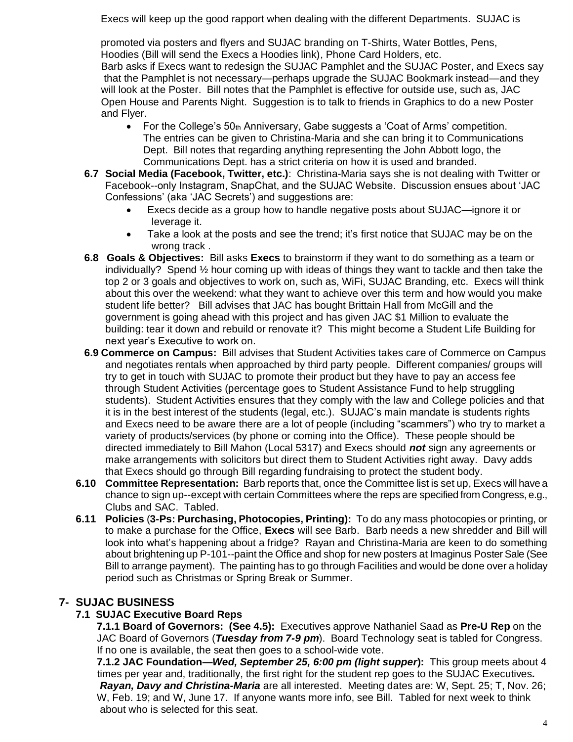Execs will keep up the good rapport when dealing with the different Departments. SUJAC is

promoted via posters and flyers and SUJAC branding on T-Shirts, Water Bottles, Pens, Hoodies (Bill will send the Execs a Hoodies link), Phone Card Holders, etc. Barb asks if Execs want to redesign the SUJAC Pamphlet and the SUJAC Poster, and Execs say that the Pamphlet is not necessary—perhaps upgrade the SUJAC Bookmark instead—and they will look at the Poster. Bill notes that the Pamphlet is effective for outside use, such as, JAC Open House and Parents Night. Suggestion is to talk to friends in Graphics to do a new Poster and Flyer.

- For the College's 50th Anniversary, Gabe suggests a 'Coat of Arms' competition. The entries can be given to Christina-Maria and she can bring it to Communications Dept. Bill notes that regarding anything representing the John Abbott logo, the Communications Dept. has a strict criteria on how it is used and branded.

**6.7 Social Media (Facebook, Twitter, etc.)**: Christina-Maria says she is not dealing with Twitter or Facebook--only Instagram, SnapChat, and the SUJAC Website. Discussion ensues about 'JAC Confessions' (aka 'JAC Secrets') and suggestions are:

- Execs decide as a group how to handle negative posts about SUJAC—ignore it or leverage it.
- Take a look at the posts and see the trend; it's first notice that SUJAC may be on the wrong track .

**6.8 Goals & Objectives:** Bill asks **Execs** to brainstorm if they want to do something as a team or individually? Spend ½ hour coming up with ideas of things they want to tackle and then take the top 2 or 3 goals and objectives to work on, such as, WiFi, SUJAC Branding, etc. Execs will think about this over the weekend: what they want to achieve over this term and how would you make student life better? Bill advises that JAC has bought Brittain Hall from McGill and the government is going ahead with this project and has given JAC $1 Million to evaluate the building: tear it down and rebuild or renovate it? This might become a Student Life Building for next year's Executive to work on.

**6.9 Commerce on Campus:** Bill advises that Student Activities takes care of Commerce on Campus and negotiates rentals when approached by third party people. Different companies/ groups will try to get in touch with SUJAC to promote their product but they have to pay an access fee through Student Activities (percentage goes to Student Assistance Fund to help struggling students). Student Activities ensures that they comply with the law and College policies and that it is in the best interest of the students (legal, etc.). SUJAC's main mandate is students rights and Execs need to be aware there are a lot of people (including "scammers") who try to market a variety of products/services (by phone or coming into the Office). These people should be directed immediately to Bill Mahon (Local 5317) and Execs should ***not*** sign any agreements or make arrangements with solicitors but direct them to Student Activities right away. Davy adds that Execs should go through Bill regarding fundraising to protect the student body.

**6.10 Committee Representation:** Barb reports that, once the Committee list is set up, Execs will have a chance to sign up--except with certain Committees where the reps are specified from Congress, e.g., Clubs and SAC. Tabled.

**6.11 Policies (3-Ps: Purchasing, Photocopies, Printing):** To do any mass photocopies or printing, or to make a purchase for the Office, **Execs** will see Barb. Barb needs a new shredder and Bill will look into what's happening about a fridge? Rayan and Christina-Maria are keen to do something about brightening up P-101--paint the Office and shop for new posters at Imaginus Poster Sale (See Bill to arrange payment). The painting has to go through Facilities and would be done over a holiday period such as Christmas or Spring Break or Summer.

## 7- SUJAC BUSINESS

### 7.1 SUJAC Executive Board Reps

**7.1.1 Board of Governors: (See 4.5):** Executives approve Nathaniel Saad as **Pre-U Rep** on the JAC Board of Governors (***Tuesday from 7-9 pm***). Board Technology seat is tabled for Congress. If no one is available, the seat then goes to a school-wide vote.

**7.1.2 JAC Foundation—*Wed, September 25, 6:00 pm (light supper*):** This group meets about 4 times per year and, traditionally, the first right for the student rep goes to the SUJAC Executives***.*** ***Rayan, Davy and Christina-Maria*** are all interested. Meeting dates are: W, Sept. 25; T, Nov. 26; W, Feb. 19; and W, June 17. If anyone wants more info, see Bill. Tabled for next week to think about who is selected for this seat.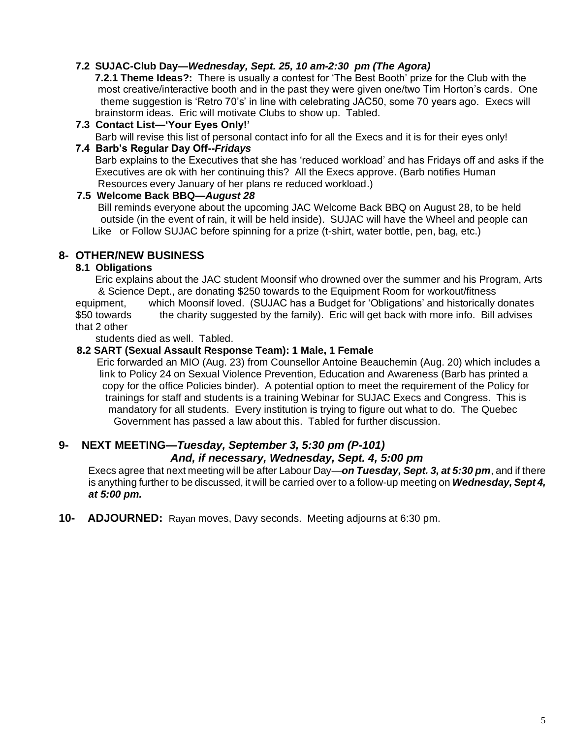**7.2 SUJAC-Club Day—*Wednesday, Sept. 25, 10 am-2:30 pm (The Agora)***

**7.2.1 Theme Ideas?:** There is usually a contest for 'The Best Booth' prize for the Club with the most creative/interactive booth and in the past they were given one/two Tim Horton's cards. One theme suggestion is 'Retro 70's' in line with celebrating JAC50, some 70 years ago. Execs will brainstorm ideas. Eric will motivate Clubs to show up. Tabled.

**7.3 Contact List—'Your Eyes Only!'**

Barb will revise this list of personal contact info for all the Execs and it is for their eyes only!

**7.4 Barb's Regular Day Off--*Fridays***

Barb explains to the Executives that she has 'reduced workload' and has Fridays off and asks if the Executives are ok with her continuing this? All the Execs approve. (Barb notifies Human Resources every January of her plans re reduced workload.)

**7.5 Welcome Back BBQ—*August 28***

Bill reminds everyone about the upcoming JAC Welcome Back BBQ on August 28, to be held outside (in the event of rain, it will be held inside). SUJAC will have the Wheel and people can Like or Follow SUJAC before spinning for a prize (t-shirt, water bottle, pen, bag, etc.)

## 8- OTHER/NEW BUSINESS

**8.1 Obligations**

Eric explains about the JAC student Moonsif who drowned over the summer and his Program, Arts & Science Dept., are donating $250 towards to the Equipment Room for workout/fitness equipment, which Moonsif loved. (SUJAC has a Budget for 'Obligations' and historically donates $50 towards the charity suggested by the family). Eric will get back with more info. Bill advises that 2 other students died as well. Tabled.

**8.2 SART (Sexual Assault Response Team): 1 Male, 1 Female**

Eric forwarded an MIO (Aug. 23) from Counsellor Antoine Beauchemin (Aug. 20) which includes a link to Policy 24 on Sexual Violence Prevention, Education and Awareness (Barb has printed a copy for the office Policies binder). A potential option to meet the requirement of the Policy for trainings for staff and students is a training Webinar for SUJAC Execs and Congress. This is mandatory for all students. Every institution is trying to figure out what to do. The Quebec Government has passed a law about this. Tabled for further discussion.

## 9- NEXT MEETING—*Tuesday, September 3, 5:30 pm (P-101)*
### *And, if necessary, Wednesday, Sept. 4, 5:00 pm*

Execs agree that next meeting will be after Labour Day—***on Tuesday, Sept. 3, at 5:30 pm***, and if there is anything further to be discussed, it will be carried over to a follow-up meeting on ***Wednesday, Sept 4, at 5:00 pm.***

**10- ADJOURNED:** Rayan moves, Davy seconds. Meeting adjourns at 6:30 pm.